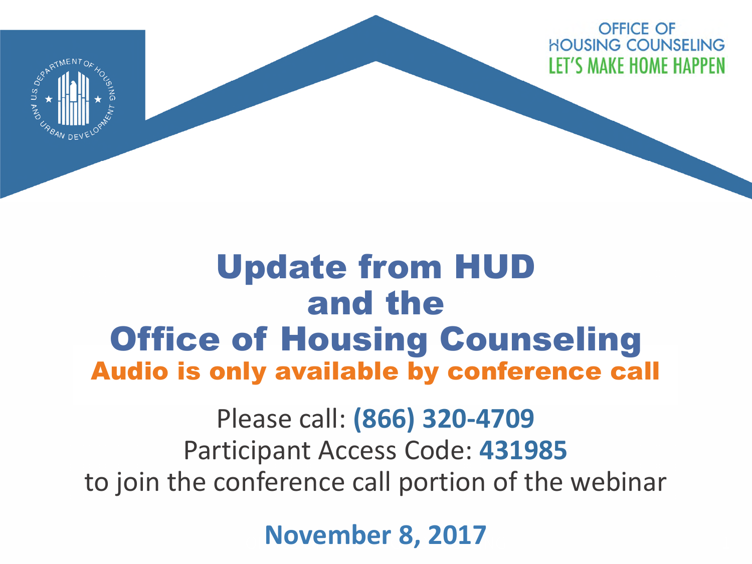OFFICE OF HOUSING COUNSELING
LET'S MAKE HOME HAPPEN

# Update from HUD and the Office of Housing Counseling

**Audio is only available by conference call**

Please call: **(866) 320-4709**
Participant Access Code: **431985**
to join the conference call portion of the webinar

**November 8, 2017**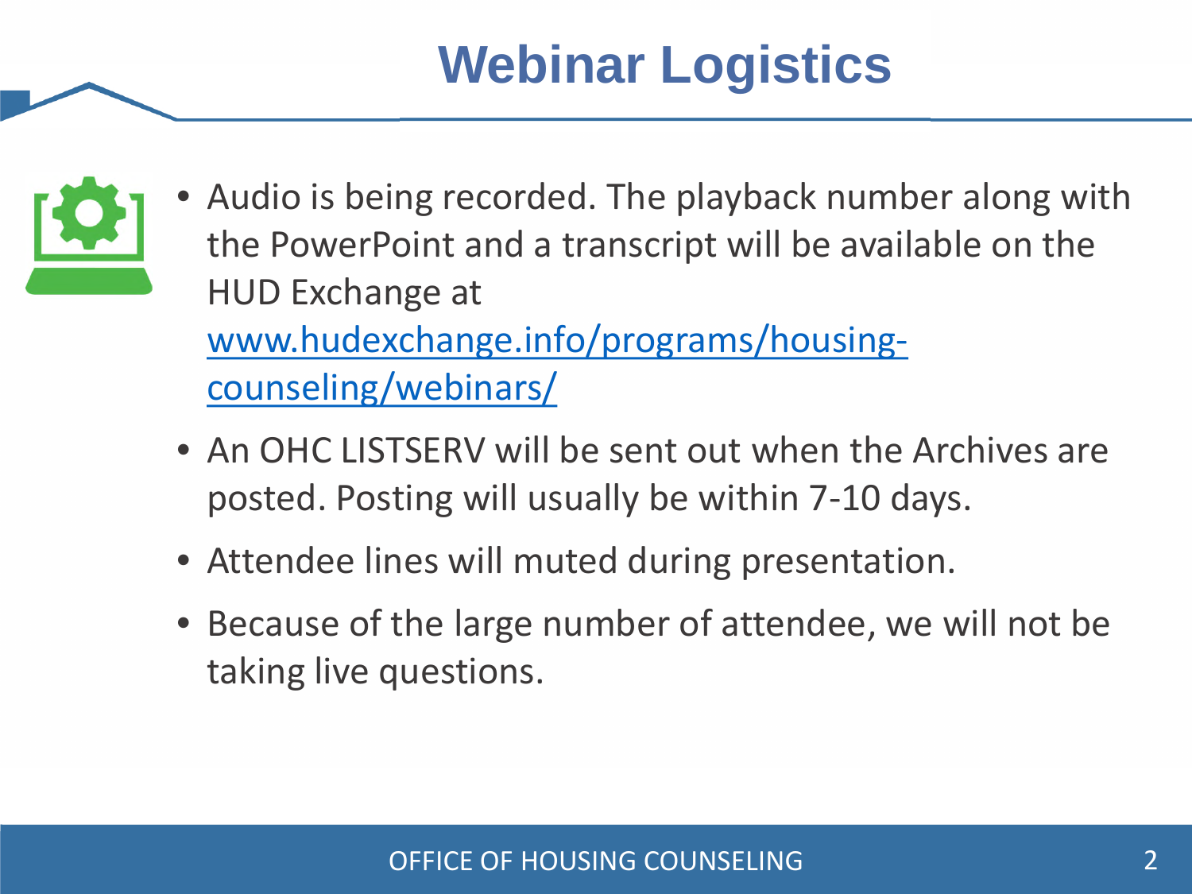# Webinar Logistics

- Audio is being recorded. The playback number along with the PowerPoint and a transcript will be available on the HUD Exchange at [www.hudexchange.info/programs/housing-counseling/webinars/](www.hudexchange.info/programs/housing-counseling/webinars/)
- An OHC LISTSERV will be sent out when the Archives are posted. Posting will usually be within 7-10 days.
- Attendee lines will muted during presentation.
- Because of the large number of attendee, we will not be taking live questions.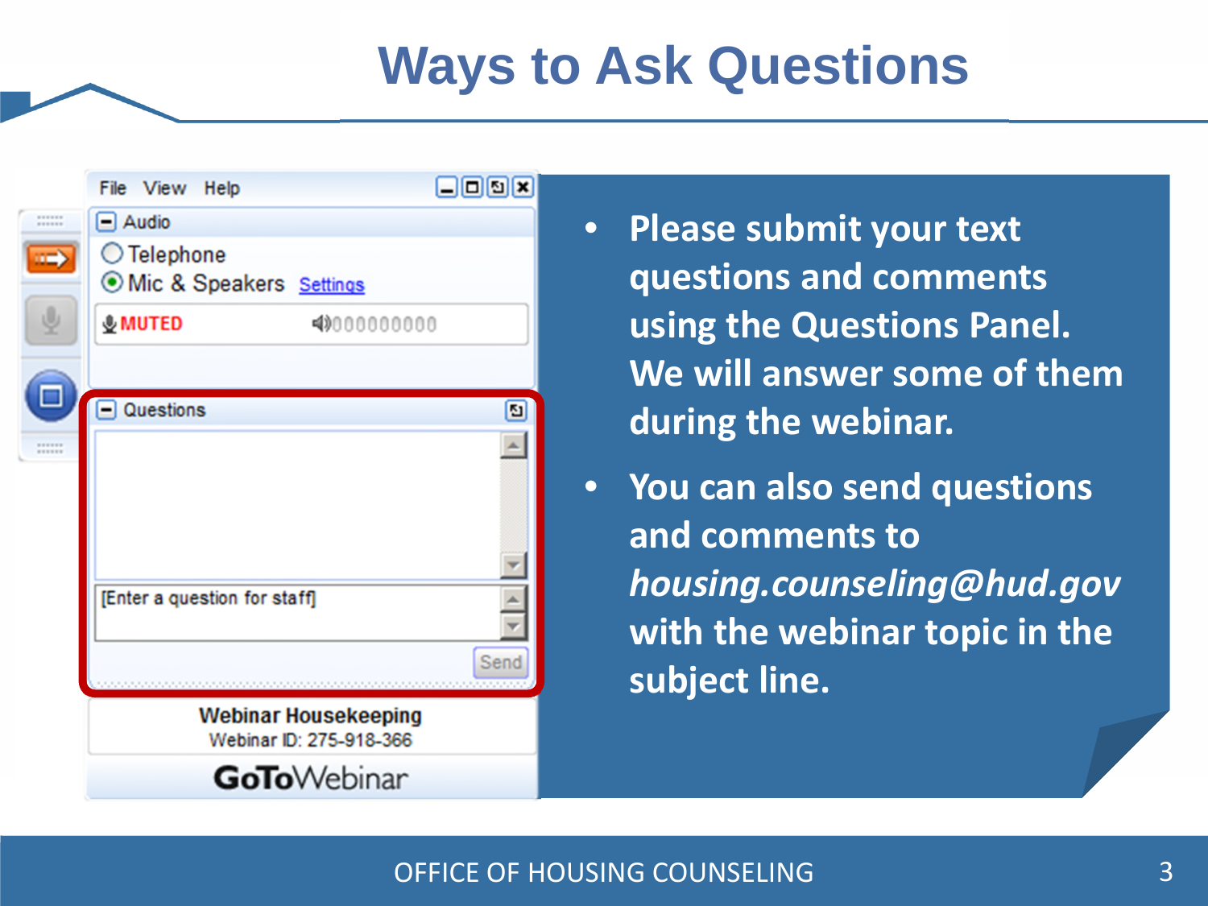# Ways to Ask Questions

- Please submit your text questions and comments using the Questions Panel. We will answer some of them during the webinar.
- You can also send questions and comments to *housing.counseling@hud.gov* with the webinar topic in the subject line.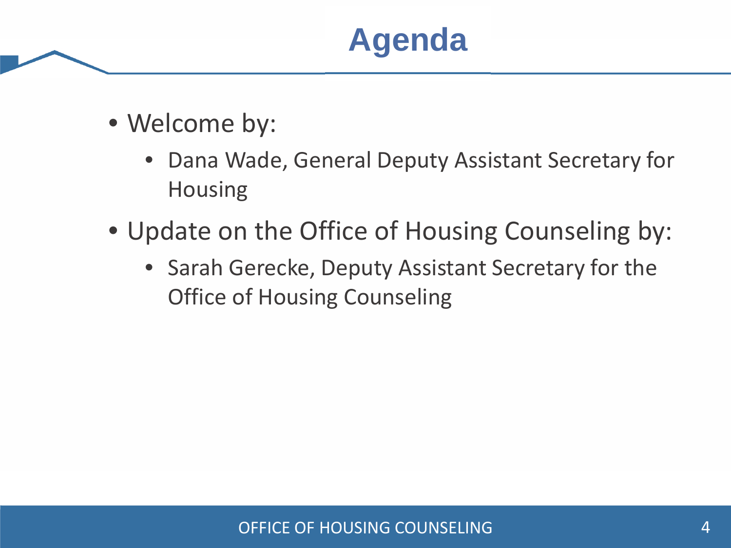# Agenda

- Welcome by:
  - Dana Wade, General Deputy Assistant Secretary for Housing
- Update on the Office of Housing Counseling by:
  - Sarah Gerecke, Deputy Assistant Secretary for the Office of Housing Counseling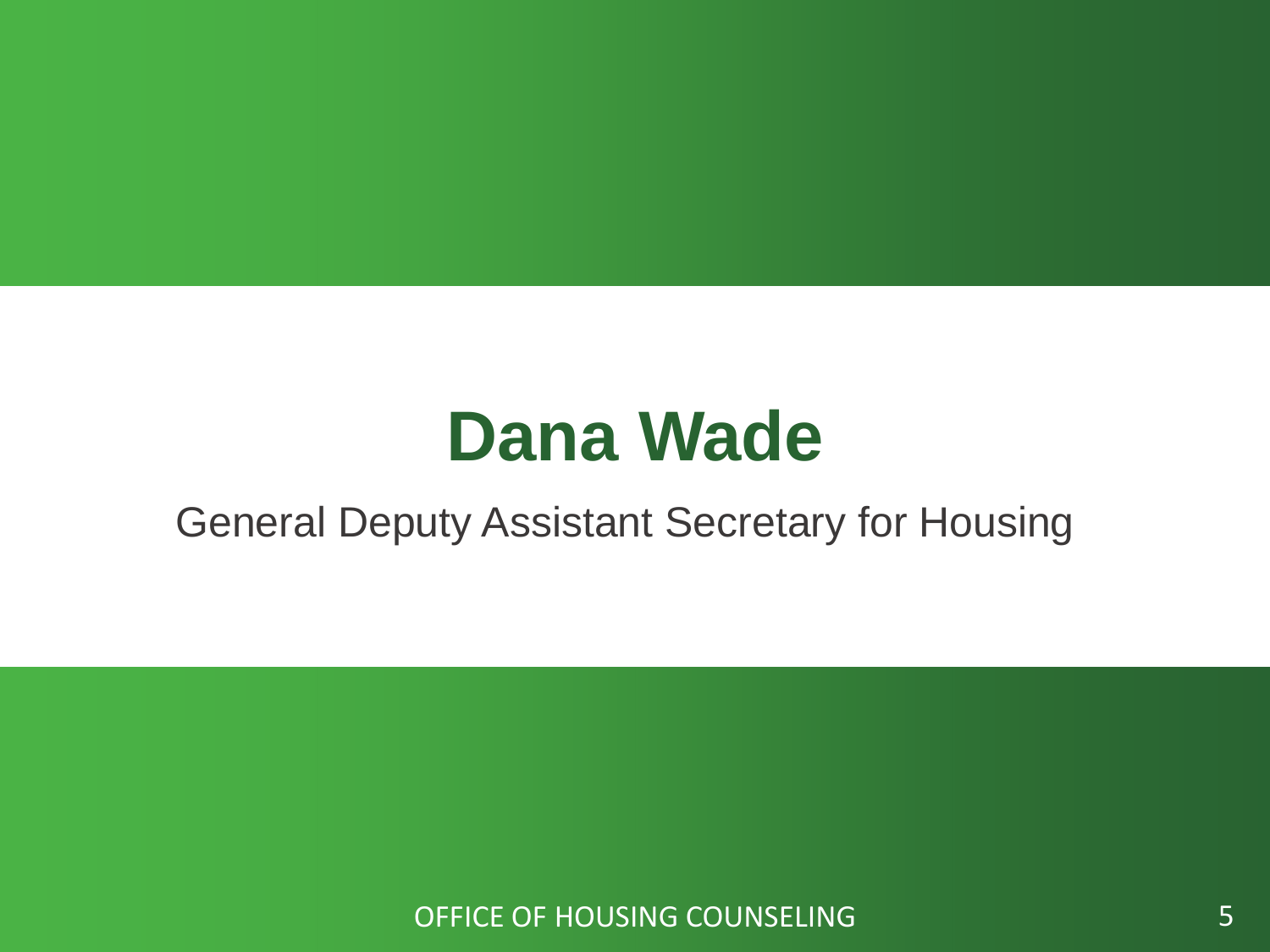# Dana Wade

General Deputy Assistant Secretary for Housing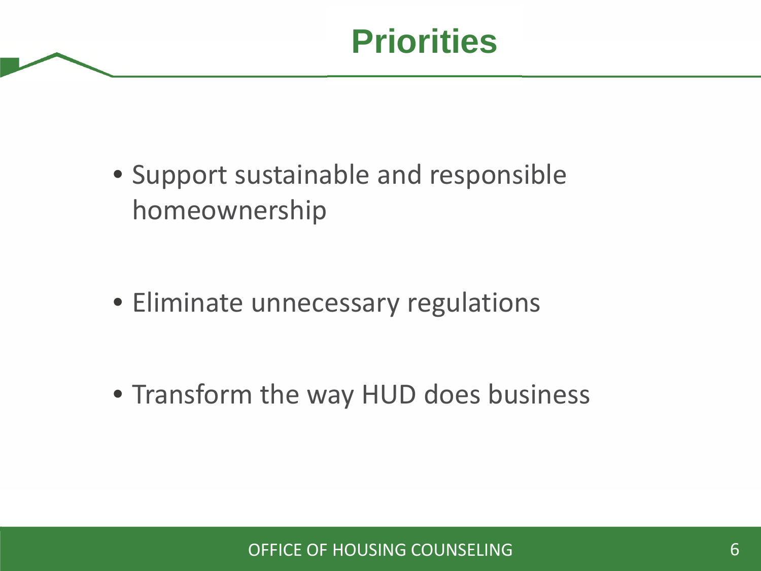# Priorities

- Support sustainable and responsible homeownership
- Eliminate unnecessary regulations
- Transform the way HUD does business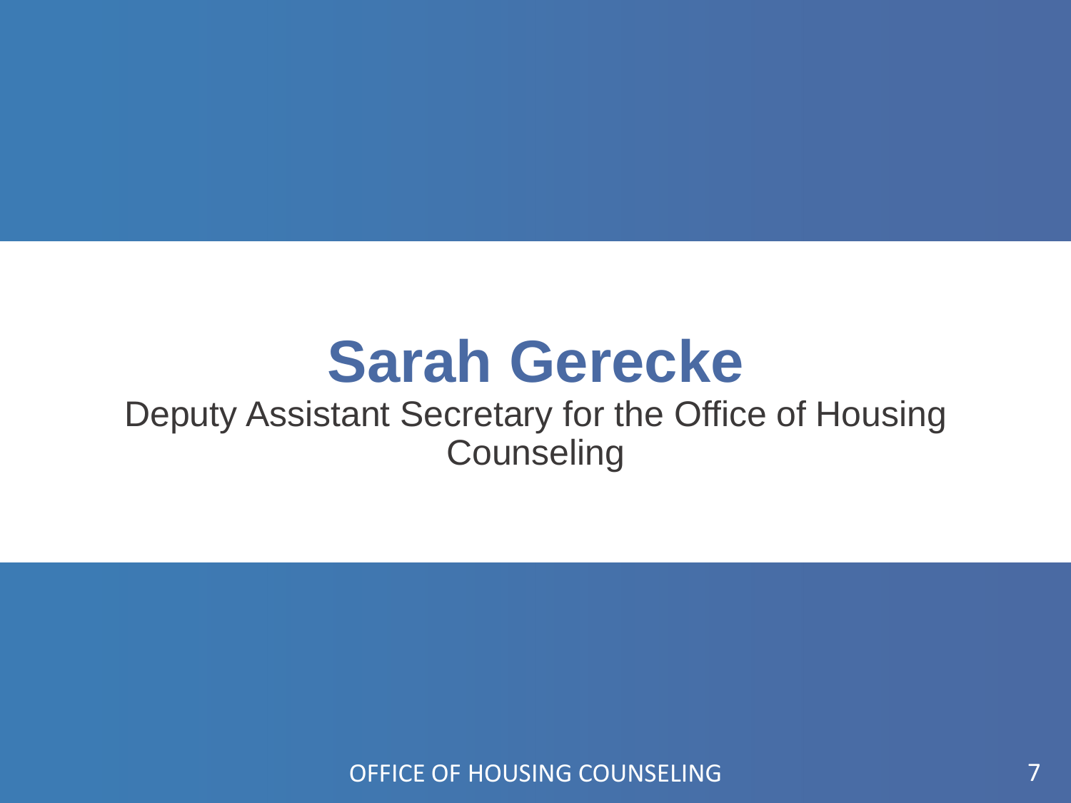# Sarah Gerecke

Deputy Assistant Secretary for the Office of Housing Counseling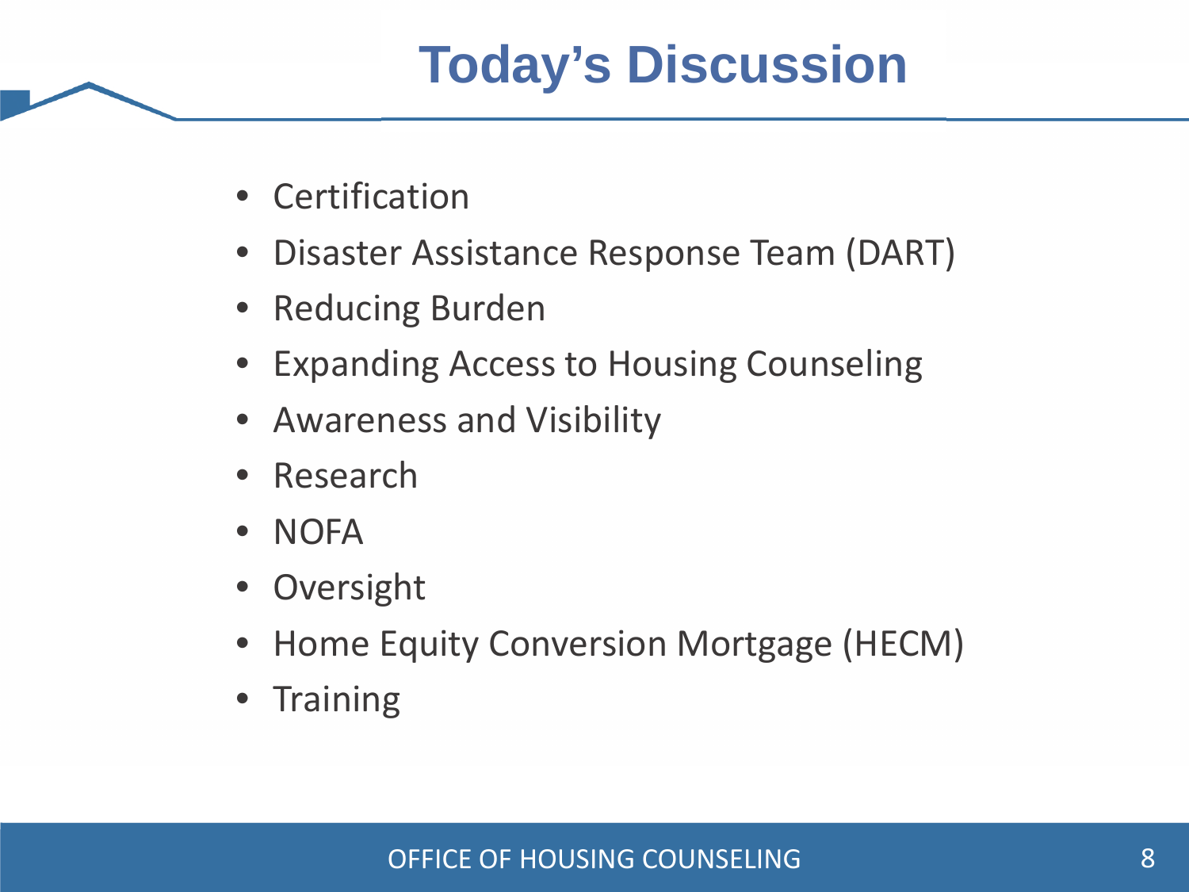# Today's Discussion

- Certification
- Disaster Assistance Response Team (DART)
- Reducing Burden
- Expanding Access to Housing Counseling
- Awareness and Visibility
- Research
- NOFA
- Oversight
- Home Equity Conversion Mortgage (HECM)
- Training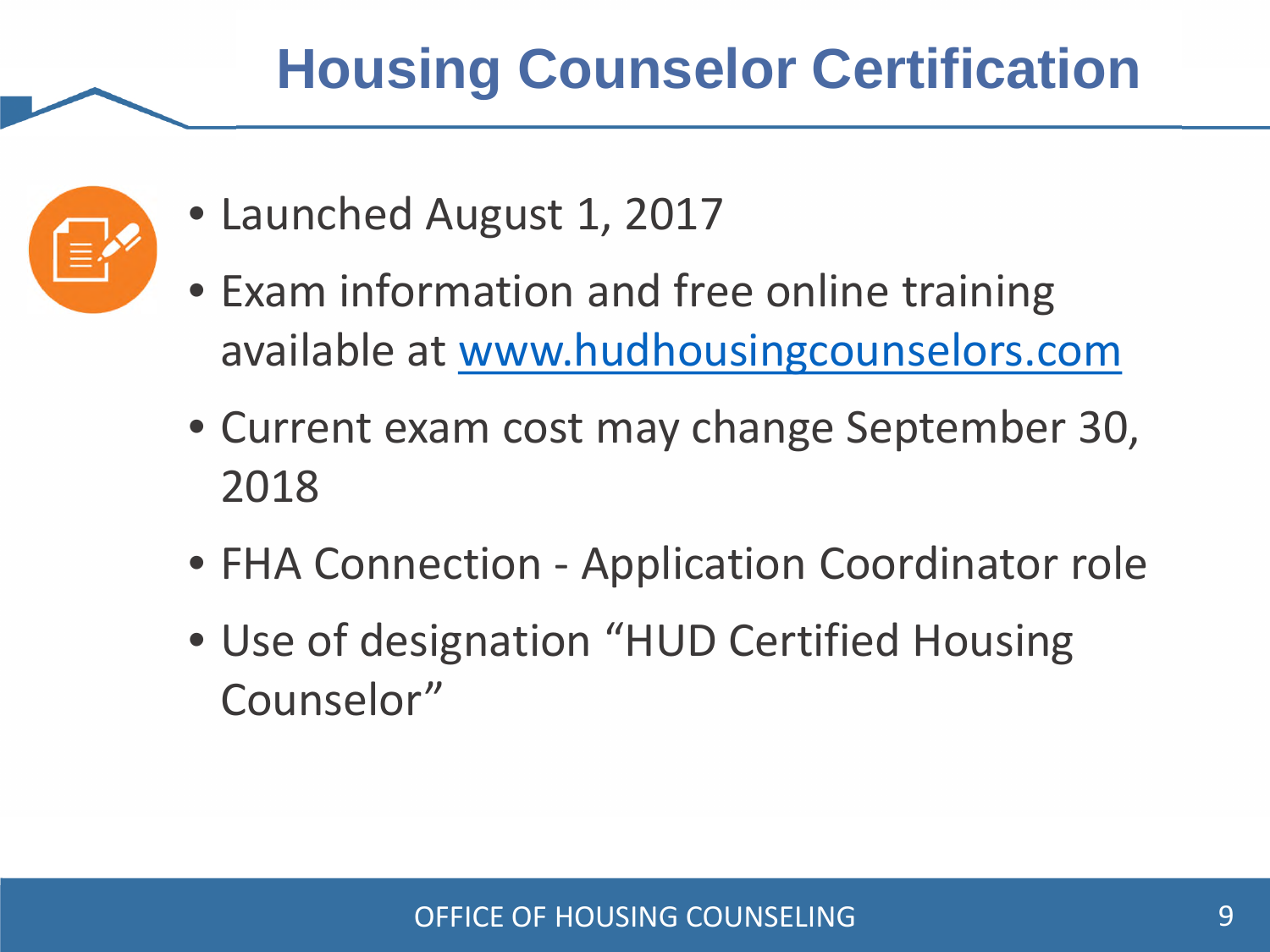# Housing Counselor Certification

- Launched August 1, 2017
- Exam information and free online training available at [www.hudhousingcounselors.com](http://www.hudhousingcounselors.com)
- Current exam cost may change September 30, 2018
- FHA Connection - Application Coordinator role
- Use of designation "HUD Certified Housing Counselor"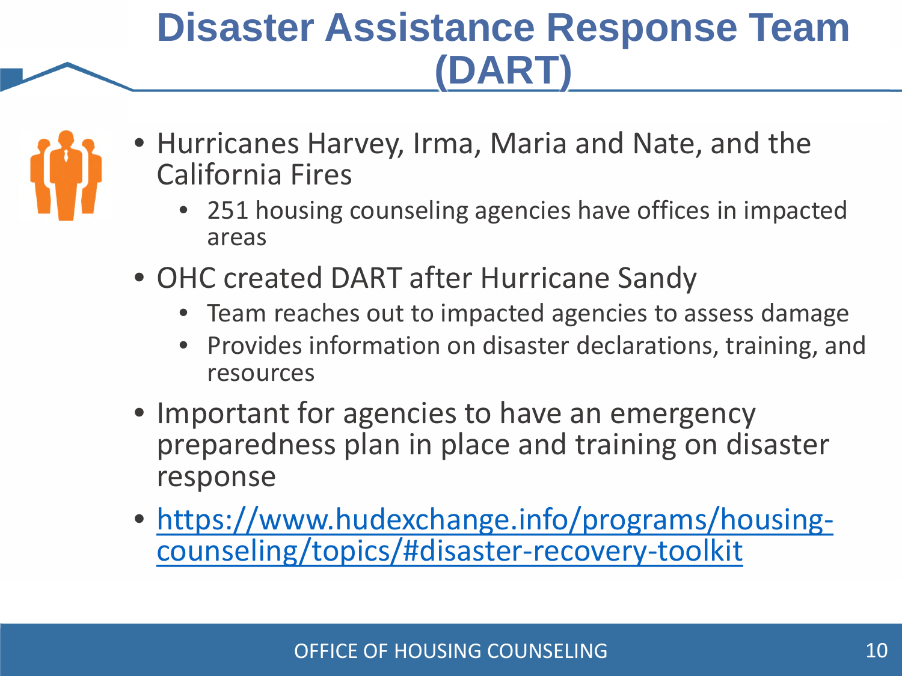# Disaster Assistance Response Team (DART)

- Hurricanes Harvey, Irma, Maria and Nate, and the California Fires
  - 251 housing counseling agencies have offices in impacted areas
- OHC created DART after Hurricane Sandy
  - Team reaches out to impacted agencies to assess damage
  - Provides information on disaster declarations, training, and resources
- Important for agencies to have an emergency preparedness plan in place and training on disaster response
- https://www.hudexchange.info/programs/housing-counseling/topics/#disaster-recovery-toolkit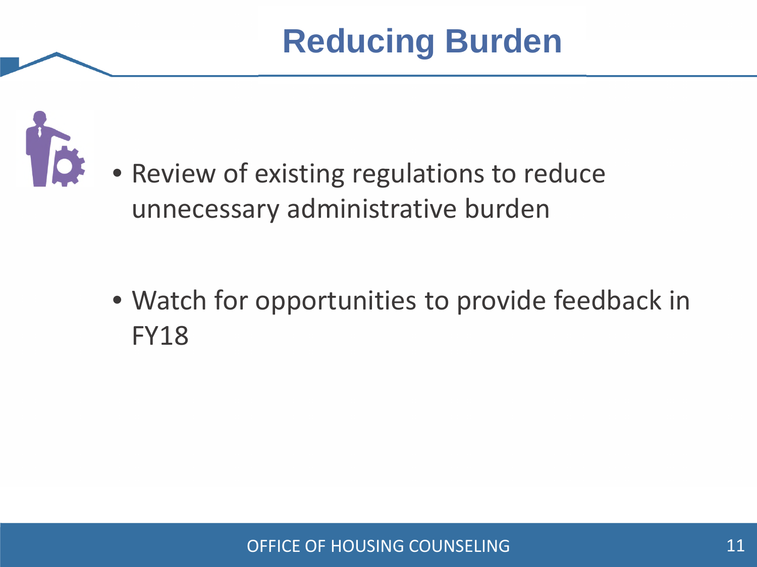# Reducing Burden

- Review of existing regulations to reduce unnecessary administrative burden

- Watch for opportunities to provide feedback in FY18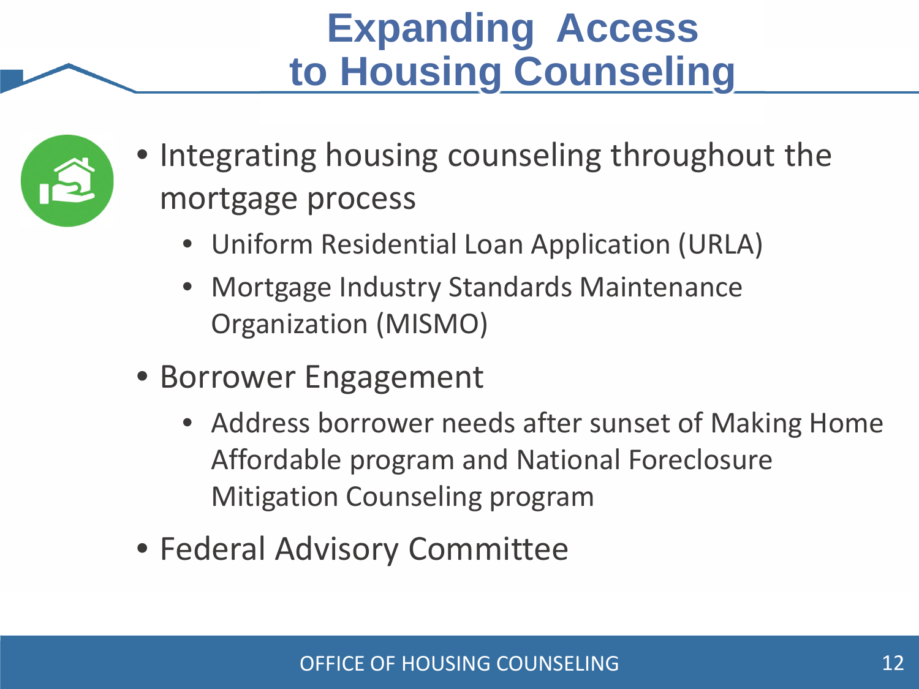# Expanding Access to Housing Counseling

- Integrating housing counseling throughout the mortgage process
  - Uniform Residential Loan Application (URLA)
  - Mortgage Industry Standards Maintenance Organization (MISMO)
- Borrower Engagement
  - Address borrower needs after sunset of Making Home Affordable program and National Foreclosure Mitigation Counseling program
- Federal Advisory Committee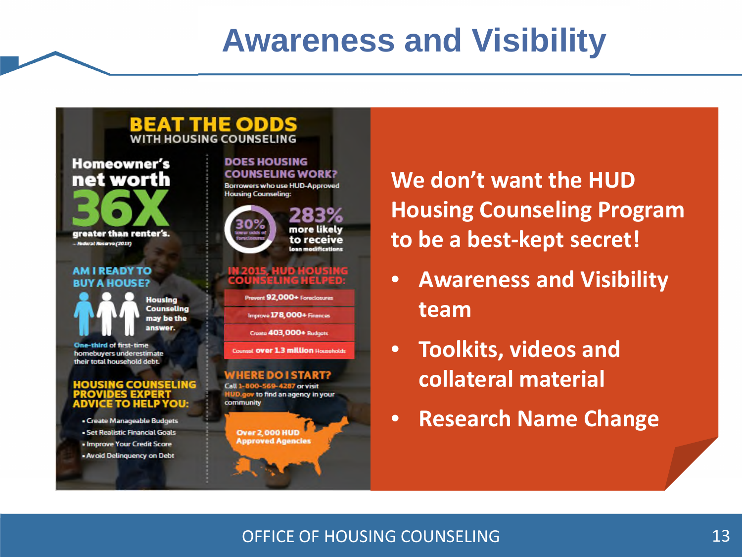# Awareness and Visibility

## BEAT THE ODDS
### WITH HOUSING COUNSELING

**Homeowner's net worth 36X greater than renter's.**
– Federal Reserve (2013)

**AM I READY TO BUY A HOUSE?**

Housing Counseling may be the answer.

One-third of first-time homebuyers underestimate their total household debt.

**HOUSING COUNSELING PROVIDES EXPERT ADVICE TO HELP YOU:**

- Create Manageable Budgets
- Set Realistic Financial Goals
- Improve Your Credit Score
- Avoid Delinquency on Debt

**DOES HOUSING COUNSELING WORK?**

Borrowers who use HUD-Approved Housing Counseling:

- 30% lower odds of foreclosures
- 283% more likely to receive loan modifications

**IN 2015, HUD HOUSING COUNSELING HELPED:**

- Prevent 92,000+ Foreclosures
- Improve 178,000+ Finances
- Create 403,000+ Budgets
- Counsel over 1.3 million Households

**WHERE DO I START?**

Call 1-800-569-4287 or visit HUD.gov to find an agency in your community

Over 2,000 HUD Approved Agencies

---

**We don't want the HUD Housing Counseling Program to be a best-kept secret!**

- **Awareness and Visibility team**
- **Toolkits, videos and collateral material**
- **Research Name Change**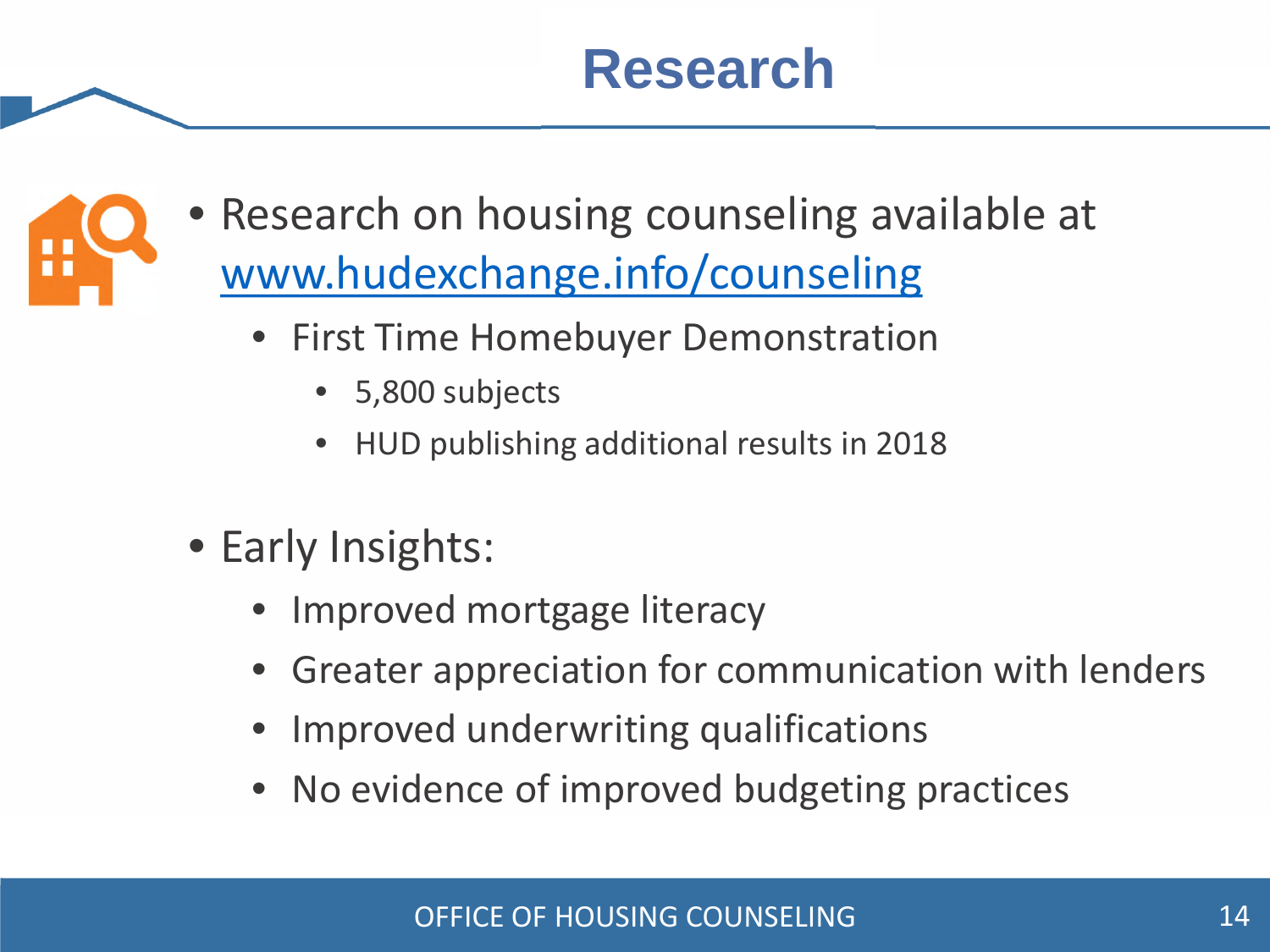# Research

- Research on housing counseling available at [www.hudexchange.info/counseling](http://www.hudexchange.info/counseling)
  - First Time Homebuyer Demonstration
    - 5,800 subjects
    - HUD publishing additional results in 2018

- Early Insights:
  - Improved mortgage literacy
  - Greater appreciation for communication with lenders
  - Improved underwriting qualifications
  - No evidence of improved budgeting practices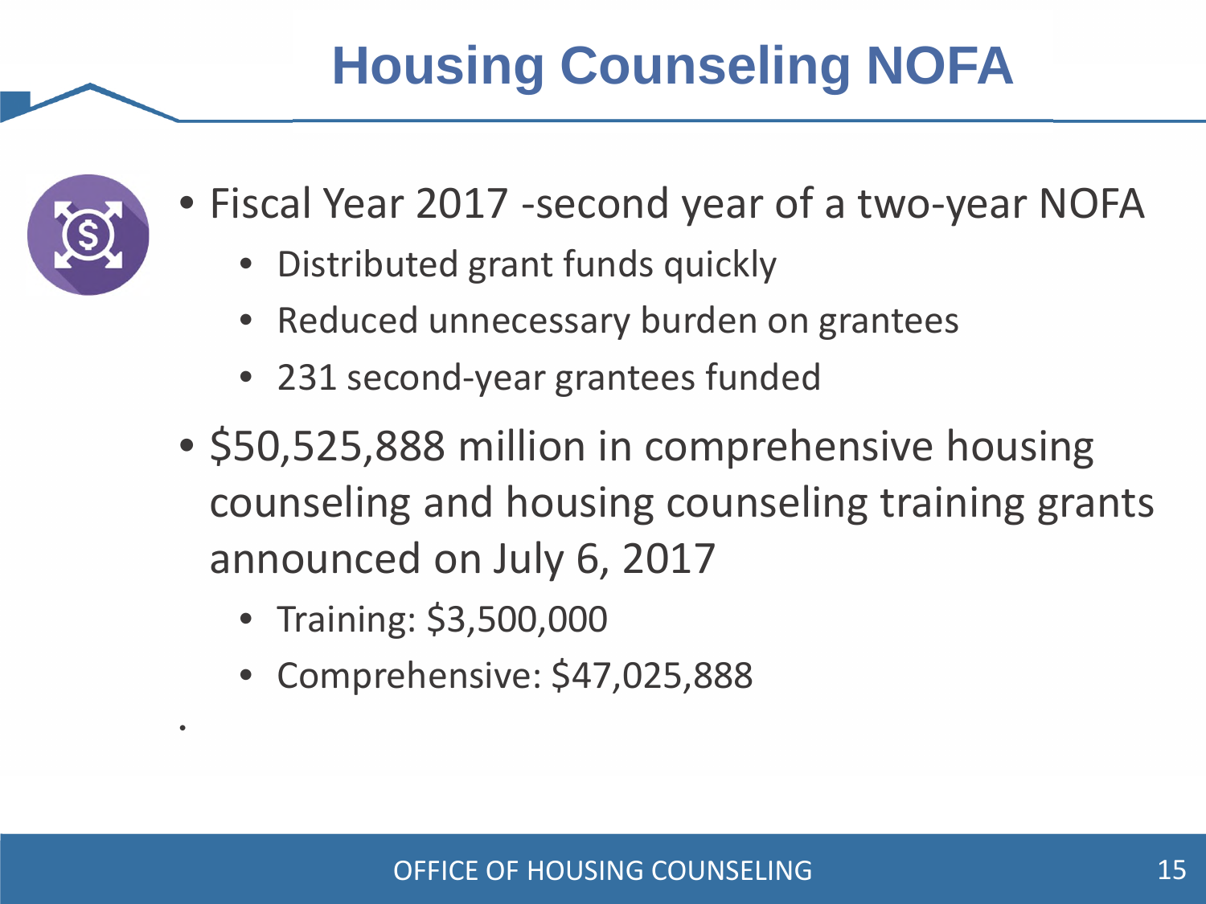# Housing Counseling NOFA

- Fiscal Year 2017 -second year of a two-year NOFA
  - Distributed grant funds quickly
  - Reduced unnecessary burden on grantees
  - 231 second-year grantees funded
- $50,525,888 million in comprehensive housing counseling and housing counseling training grants announced on July 6, 2017
  - Training: $3,500,000
  - Comprehensive: $47,025,888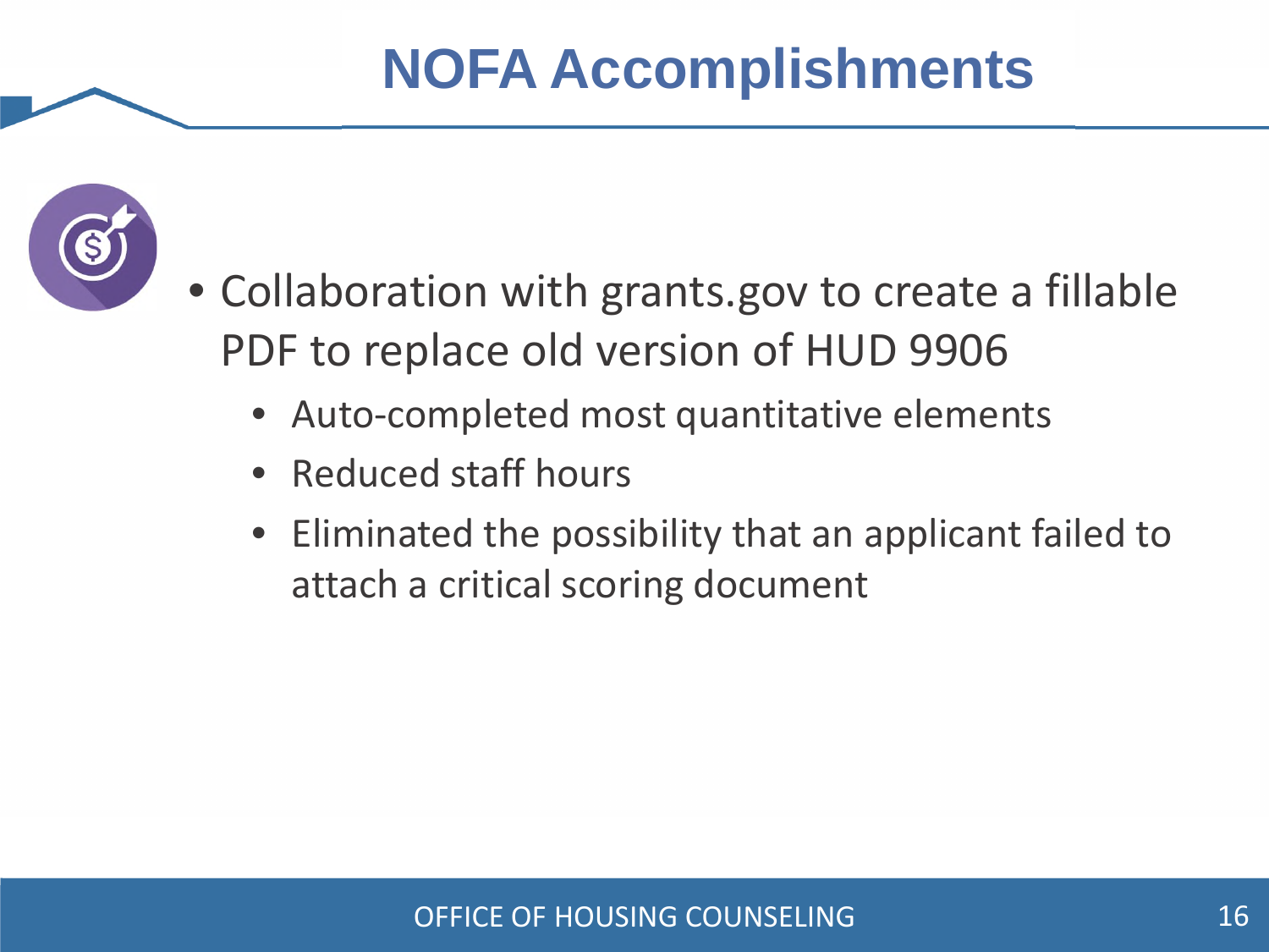# NOFA Accomplishments

- Collaboration with grants.gov to create a fillable PDF to replace old version of HUD 9906
  - Auto-completed most quantitative elements
  - Reduced staff hours
  - Eliminated the possibility that an applicant failed to attach a critical scoring document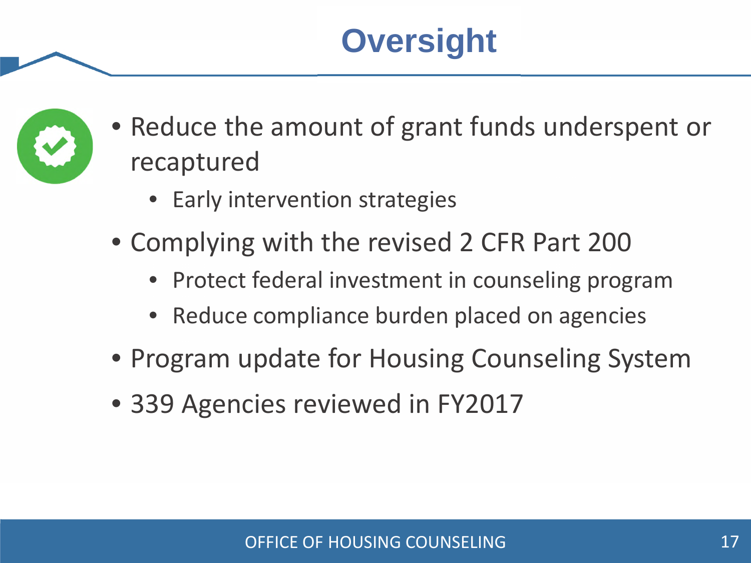# Oversight

- Reduce the amount of grant funds underspent or recaptured
  - Early intervention strategies
- Complying with the revised 2 CFR Part 200
  - Protect federal investment in counseling program
  - Reduce compliance burden placed on agencies
- Program update for Housing Counseling System
- 339 Agencies reviewed in FY2017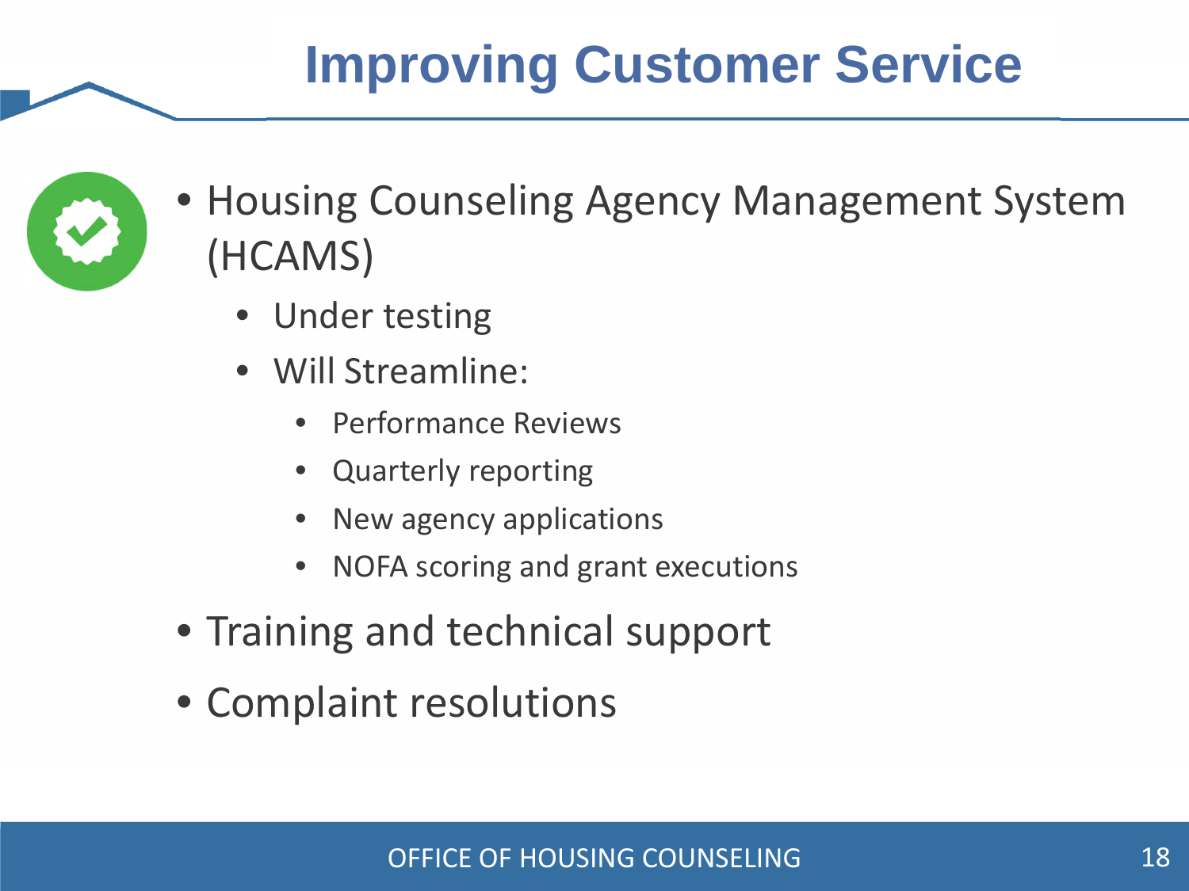# Improving Customer Service

- Housing Counseling Agency Management System (HCAMS)
  - Under testing
  - Will Streamline:
    - Performance Reviews
    - Quarterly reporting
    - New agency applications
    - NOFA scoring and grant executions
- Training and technical support
- Complaint resolutions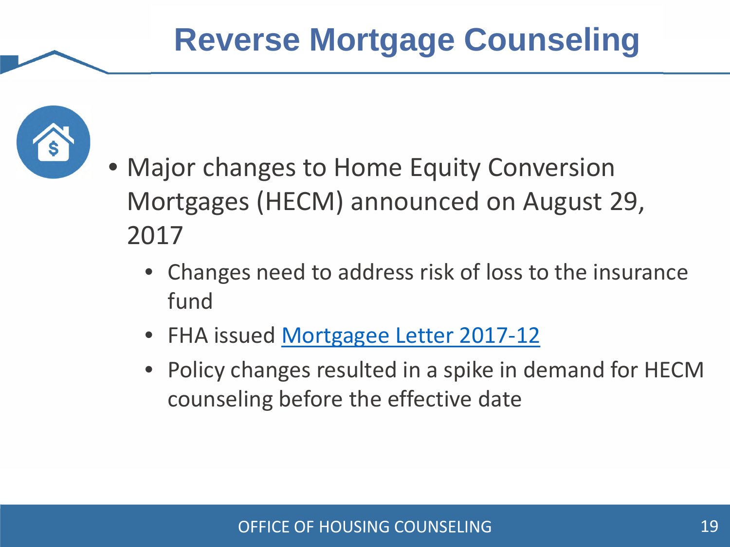# Reverse Mortgage Counseling

- Major changes to Home Equity Conversion Mortgages (HECM) announced on August 29, 2017
  - Changes need to address risk of loss to the insurance fund
  - FHA issued Mortgagee Letter 2017-12
  - Policy changes resulted in a spike in demand for HECM counseling before the effective date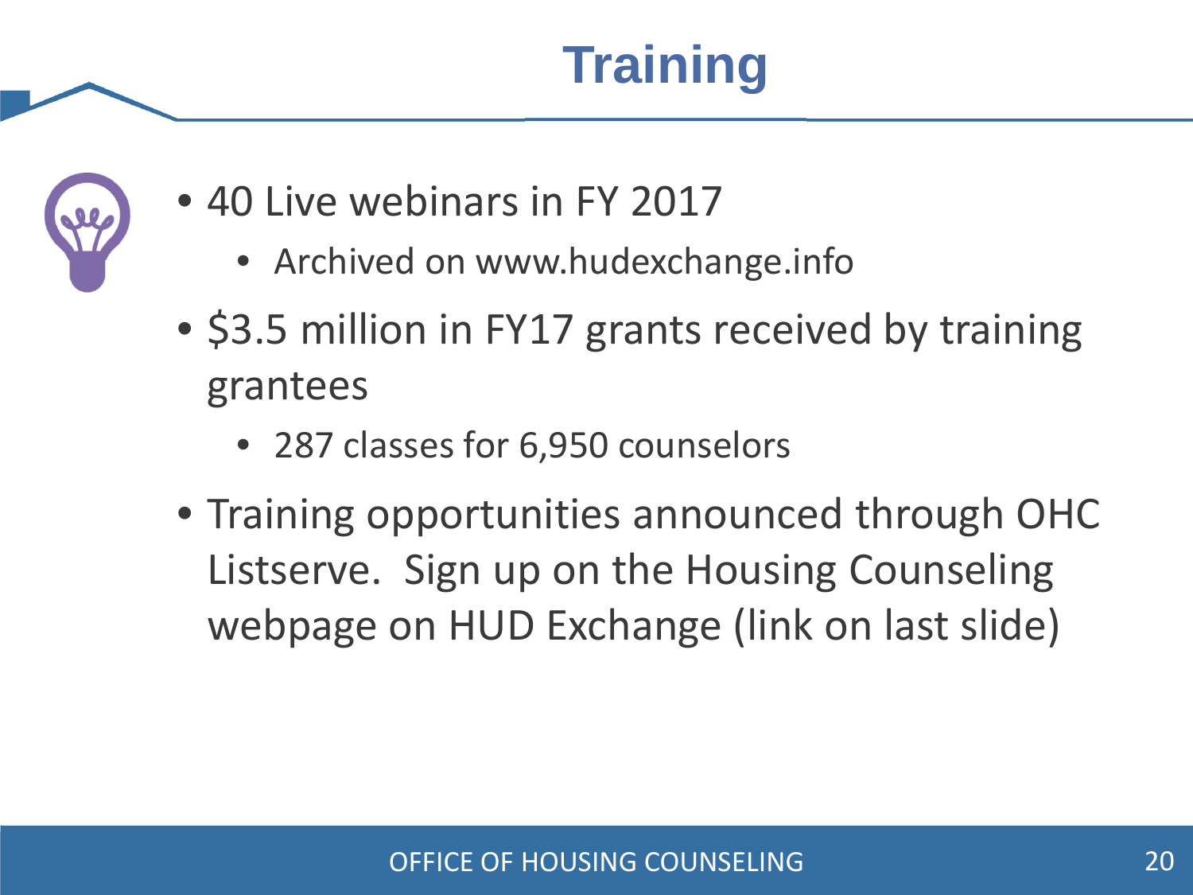# Training

- 40 Live webinars in FY 2017
  - Archived on www.hudexchange.info
- $3.5 million in FY17 grants received by training grantees
  - 287 classes for 6,950 counselors
- Training opportunities announced through OHC Listserve. Sign up on the Housing Counseling webpage on HUD Exchange (link on last slide)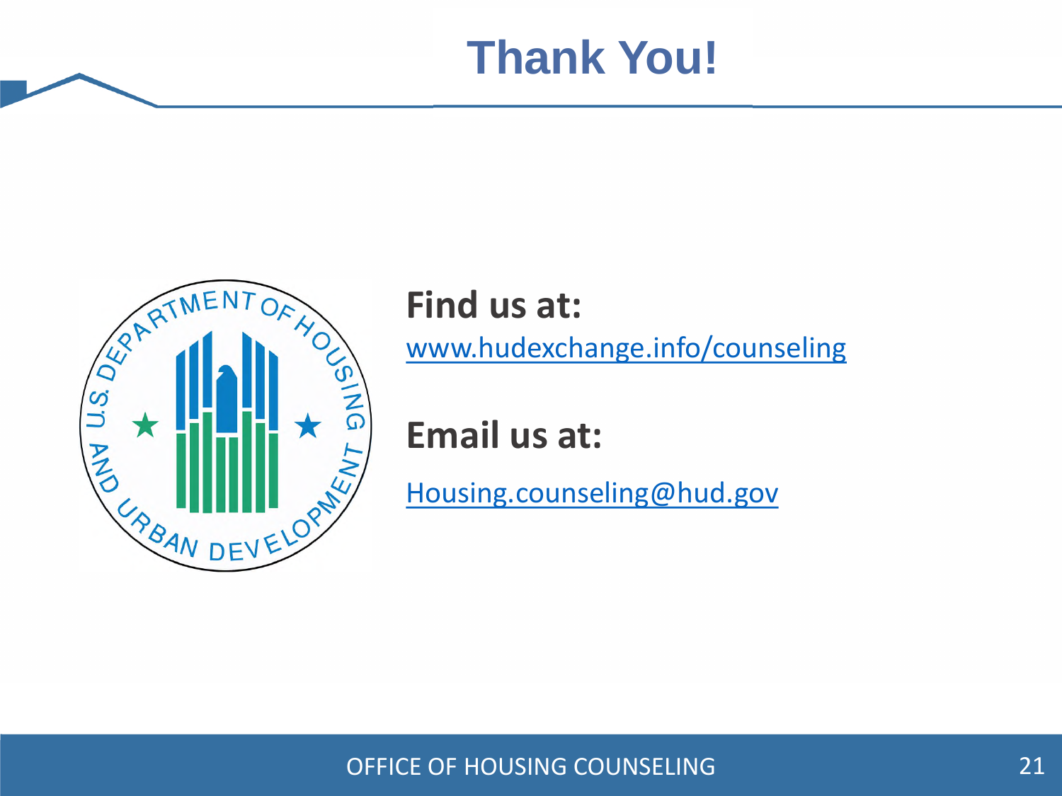# Thank You!

**Find us at:**

www.hudexchange.info/counseling

**Email us at:**

Housing.counseling@hud.gov